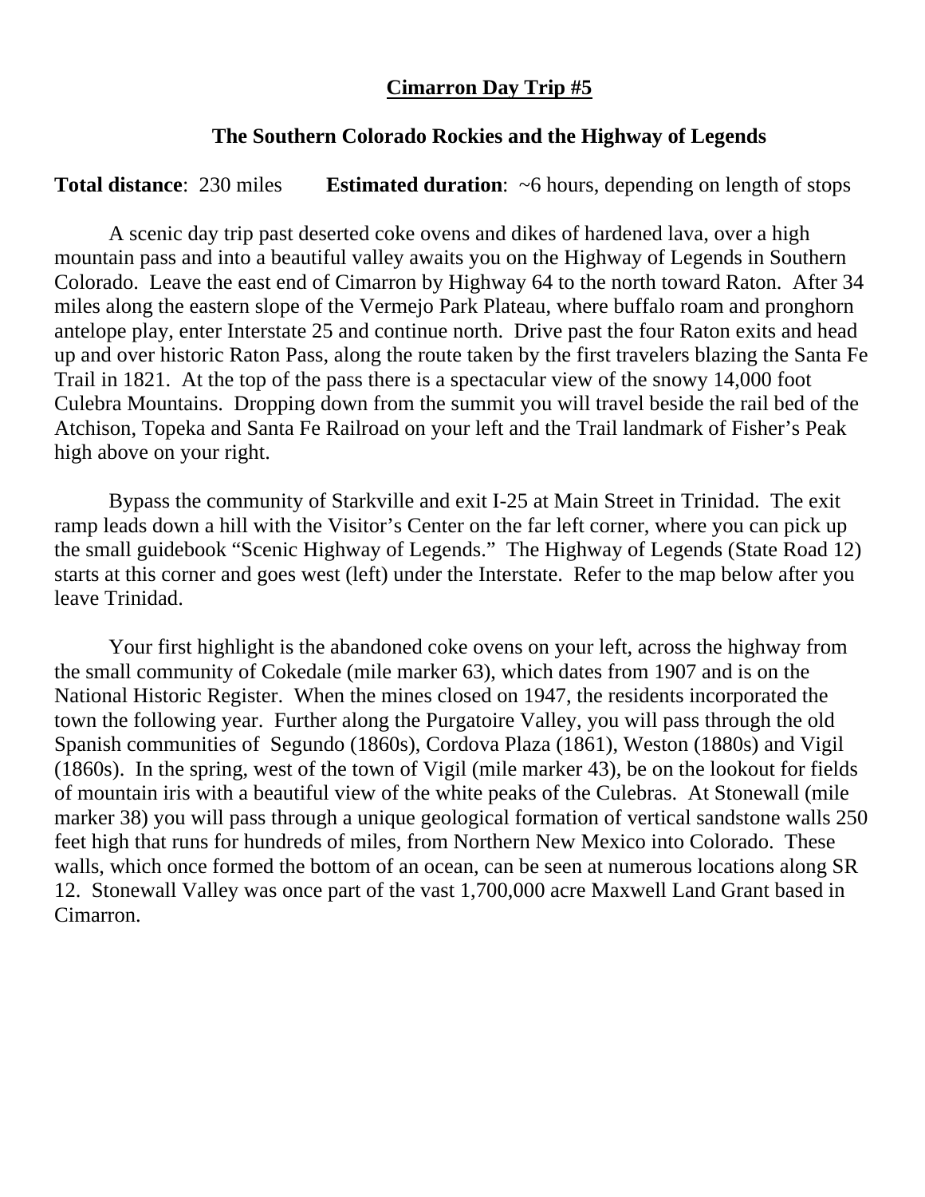# Cimarron Day Trip #5

## The Southern Colorado Rockies and the Highway of Legends

**Total distance**: 230 miles **Estimated duration**: ~6 hours, depending on length of stops

A scenic day trip past deserted coke ovens and dikes of hardened lava, over a high mountain pass and into a beautiful valley awaits you on the Highway of Legends in Southern Colorado. Leave the east end of Cimarron by Highway 64 to the north toward Raton. After 34 miles along the eastern slope of the Vermejo Park Plateau, where buffalo roam and pronghorn antelope play, enter Interstate 25 and continue north. Drive past the four Raton exits and head up and over historic Raton Pass, along the route taken by the first travelers blazing the Santa Fe Trail in 1821. At the top of the pass there is a spectacular view of the snowy 14,000 foot Culebra Mountains. Dropping down from the summit you will travel beside the rail bed of the Atchison, Topeka and Santa Fe Railroad on your left and the Trail landmark of Fisher's Peak high above on your right.

Bypass the community of Starkville and exit I-25 at Main Street in Trinidad. The exit ramp leads down a hill with the Visitor's Center on the far left corner, where you can pick up the small guidebook "Scenic Highway of Legends." The Highway of Legends (State Road 12) starts at this corner and goes west (left) under the Interstate. Refer to the map below after you leave Trinidad.

Your first highlight is the abandoned coke ovens on your left, across the highway from the small community of Cokedale (mile marker 63), which dates from 1907 and is on the National Historic Register. When the mines closed on 1947, the residents incorporated the town the following year. Further along the Purgatoire Valley, you will pass through the old Spanish communities of Segundo (1860s), Cordova Plaza (1861), Weston (1880s) and Vigil (1860s). In the spring, west of the town of Vigil (mile marker 43), be on the lookout for fields of mountain iris with a beautiful view of the white peaks of the Culebras. At Stonewall (mile marker 38) you will pass through a unique geological formation of vertical sandstone walls 250 feet high that runs for hundreds of miles, from Northern New Mexico into Colorado. These walls, which once formed the bottom of an ocean, can be seen at numerous locations along SR 12. Stonewall Valley was once part of the vast 1,700,000 acre Maxwell Land Grant based in Cimarron.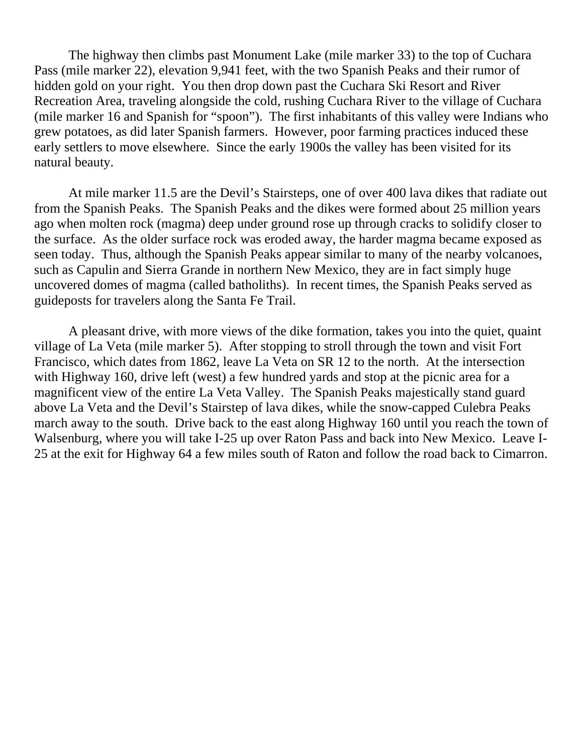The highway then climbs past Monument Lake (mile marker 33) to the top of Cuchara Pass (mile marker 22), elevation 9,941 feet, with the two Spanish Peaks and their rumor of hidden gold on your right. You then drop down past the Cuchara Ski Resort and River Recreation Area, traveling alongside the cold, rushing Cuchara River to the village of Cuchara (mile marker 16 and Spanish for "spoon"). The first inhabitants of this valley were Indians who grew potatoes, as did later Spanish farmers. However, poor farming practices induced these early settlers to move elsewhere. Since the early 1900s the valley has been visited for its natural beauty.

At mile marker 11.5 are the Devil's Stairsteps, one of over 400 lava dikes that radiate out from the Spanish Peaks. The Spanish Peaks and the dikes were formed about 25 million years ago when molten rock (magma) deep under ground rose up through cracks to solidify closer to the surface. As the older surface rock was eroded away, the harder magma became exposed as seen today. Thus, although the Spanish Peaks appear similar to many of the nearby volcanoes, such as Capulin and Sierra Grande in northern New Mexico, they are in fact simply huge uncovered domes of magma (called batholiths). In recent times, the Spanish Peaks served as guideposts for travelers along the Santa Fe Trail.

A pleasant drive, with more views of the dike formation, takes you into the quiet, quaint village of La Veta (mile marker 5). After stopping to stroll through the town and visit Fort Francisco, which dates from 1862, leave La Veta on SR 12 to the north. At the intersection with Highway 160, drive left (west) a few hundred yards and stop at the picnic area for a magnificent view of the entire La Veta Valley. The Spanish Peaks majestically stand guard above La Veta and the Devil's Stairstep of lava dikes, while the snow-capped Culebra Peaks march away to the south. Drive back to the east along Highway 160 until you reach the town of Walsenburg, where you will take I-25 up over Raton Pass and back into New Mexico. Leave I-25 at the exit for Highway 64 a few miles south of Raton and follow the road back to Cimarron.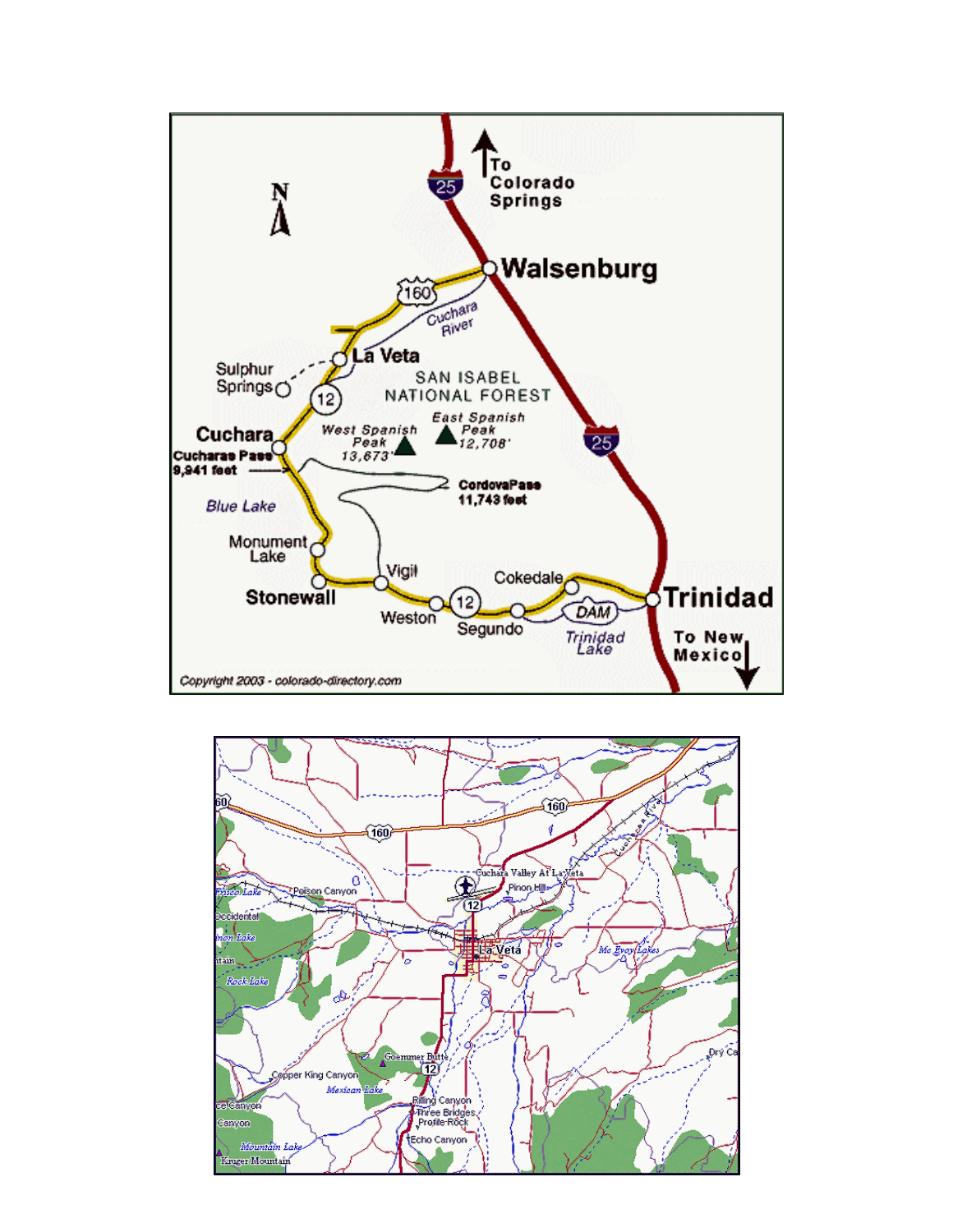N

25

To Colorado Springs

Walsenburg

160

Cuchara River

La Veta

Sulphur Springs

12

SAN ISABEL NATIONAL FOREST

West Spanish Peak 13,673'

East Spanish Peak 12,708'

Cuchara

Cucharas Pass 9,941 feet

CordovaPass 11,743 feet

Blue Lake

Monument Lake

Stonewall

Vigil

Weston

Segundo

Cokedale

DAM

Trinidad Lake

Trinidad

To New Mexico

Copyright 2003 - colorado-directory.com

160

Cuchara Valley At La Veta

Pinon Hill

12

Poison Canyon

Frisco Lake

Occidental

Pinon Lake

Rock Lake

La Veta

Mc Evoy Lakes

Goemmer Butte

Copper King Canyon

Mexican Lake

Rilling Canyon

Three Bridges

Profile Rock

Echo Canyon

Mountain Lake

Kruger Mountain

Dry Ca